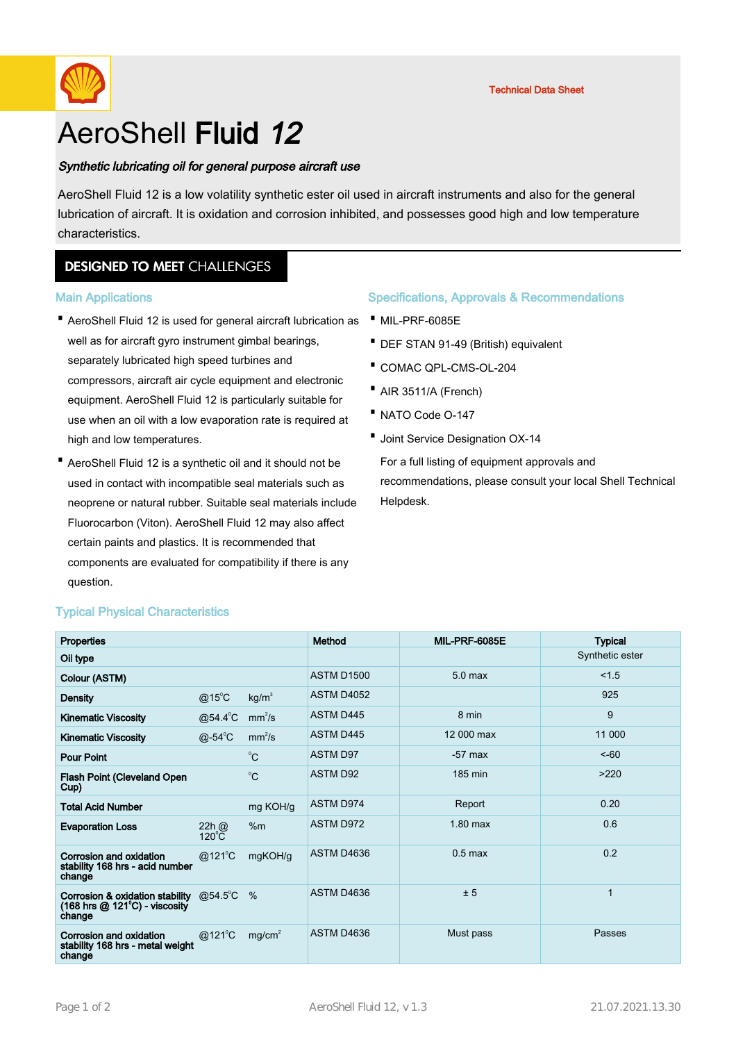Technical Data Sheet

# AeroShell **Fluid** *12*

***Synthetic lubricating oil for general purpose aircraft use***

AeroShell Fluid 12 is a low volatility synthetic ester oil used in aircraft instruments and also for the general lubrication of aircraft. It is oxidation and corrosion inhibited, and possesses good high and low temperature characteristics.

## DESIGNED TO MEET CHALLENGES

### Main Applications

- AeroShell Fluid 12 is used for general aircraft lubrication as well as for aircraft gyro instrument gimbal bearings, separately lubricated high speed turbines and compressors, aircraft air cycle equipment and electronic equipment. AeroShell Fluid 12 is particularly suitable for use when an oil with a low evaporation rate is required at high and low temperatures.
- AeroShell Fluid 12 is a synthetic oil and it should not be used in contact with incompatible seal materials such as neoprene or natural rubber. Suitable seal materials include Fluorocarbon (Viton). AeroShell Fluid 12 may also affect certain paints and plastics. It is recommended that components are evaluated for compatibility if there is any question.

### Specifications, Approvals & Recommendations

- MIL-PRF-6085E
- DEF STAN 91-49 (British) equivalent
- COMAC QPL-CMS-OL-204
- AIR 3511/A (French)
- NATO Code O-147
- Joint Service Designation OX-14

For a full listing of equipment approvals and recommendations, please consult your local Shell Technical Helpdesk.

### Typical Physical Characteristics

| Properties | | | Method | MIL-PRF-6085E | Typical |
|---|---|---|---|---|---|
| Oil type | | | | | Synthetic ester |
| Colour (ASTM) | | | ASTM D1500 | 5.0 max | <1.5 |
| Density | @15°C | kg/m³ | ASTM D4052 | | 925 |
| Kinematic Viscosity | @54.4°C | mm²/s | ASTM D445 | 8 min | 9 |
| Kinematic Viscosity | @-54°C | mm²/s | ASTM D445 | 12 000 max | 11 000 |
| Pour Point | | °C | ASTM D97 | -57 max | <-60 |
| Flash Point (Cleveland Open Cup) | | °C | ASTM D92 | 185 min | >220 |
| Total Acid Number | | mg KOH/g | ASTM D974 | Report | 0.20 |
| Evaporation Loss | 22h @ 120°C | %m | ASTM D972 | 1.80 max | 0.6 |
| Corrosion and oxidation stability 168 hrs - acid number change | @121°C | mgKOH/g | ASTM D4636 | 0.5 max | 0.2 |
| Corrosion & oxidation stability (168 hrs @ 121°C) - viscosity change | @54.5°C | % | ASTM D4636 | ± 5 | 1 |
| Corrosion and oxidation stability 168 hrs - metal weight change | @121°C | mg/cm² | ASTM D4636 | Must pass | Passes |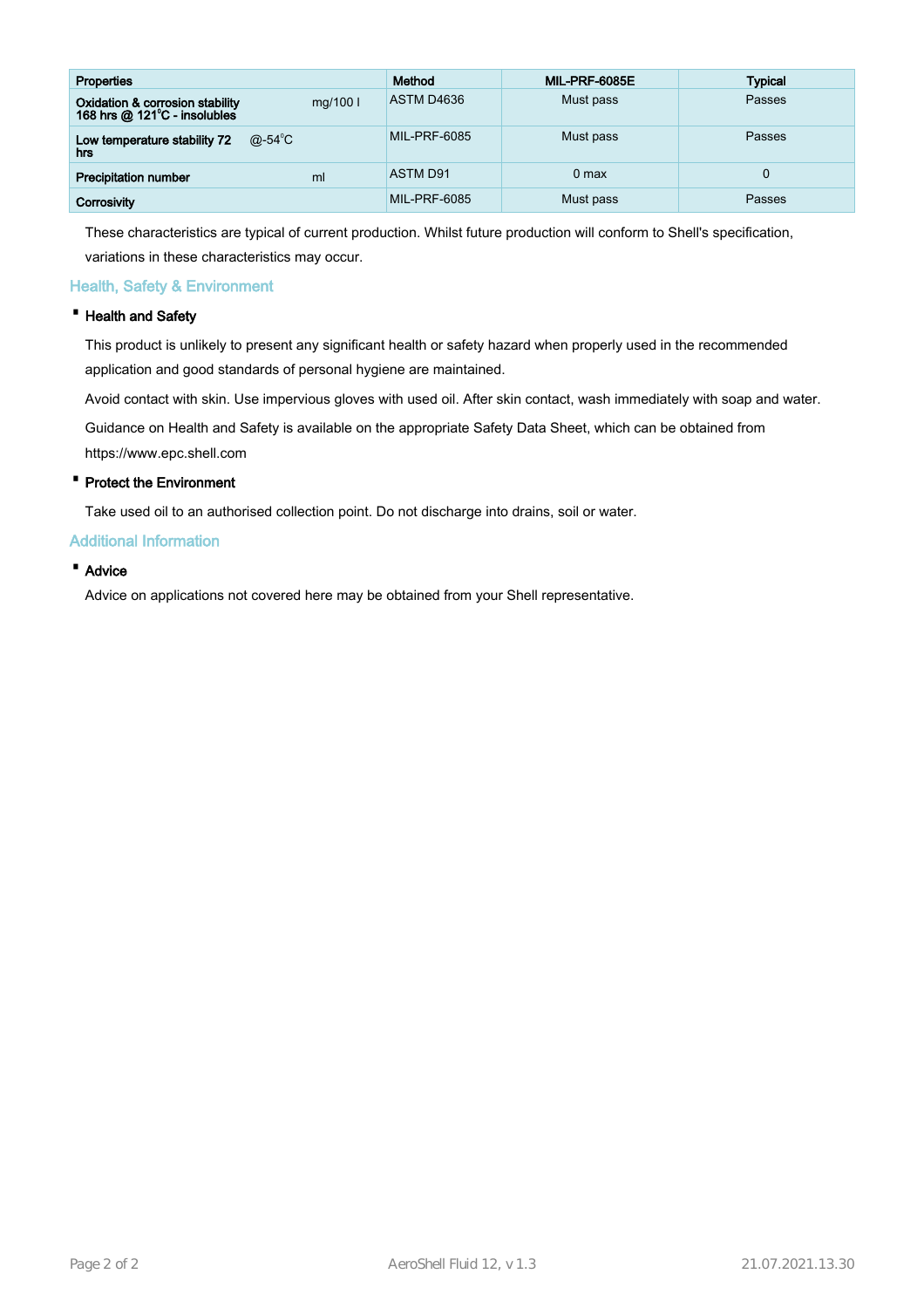| Properties | | Method | MIL-PRF-6085E | Typical |
|---|---|---|---|---|
| **Oxidation & corrosion stability 168 hrs @ 121°C - insolubles** | mg/100 l | ASTM D4636 | Must pass | Passes |
| **Low temperature stability 72 hrs** | @-54°C | MIL-PRF-6085 | Must pass | Passes |
| **Precipitation number** | ml | ASTM D91 | 0 max | 0 |
| **Corrosivity** | | MIL-PRF-6085 | Must pass | Passes |

These characteristics are typical of current production. Whilst future production will conform to Shell's specification, variations in these characteristics may occur.

## Health, Safety & Environment

- **Health and Safety**

This product is unlikely to present any significant health or safety hazard when properly used in the recommended application and good standards of personal hygiene are maintained.

Avoid contact with skin. Use impervious gloves with used oil. After skin contact, wash immediately with soap and water.

Guidance on Health and Safety is available on the appropriate Safety Data Sheet, which can be obtained from https://www.epc.shell.com

- **Protect the Environment**

Take used oil to an authorised collection point. Do not discharge into drains, soil or water.

## Additional Information

- **Advice**

Advice on applications not covered here may be obtained from your Shell representative.